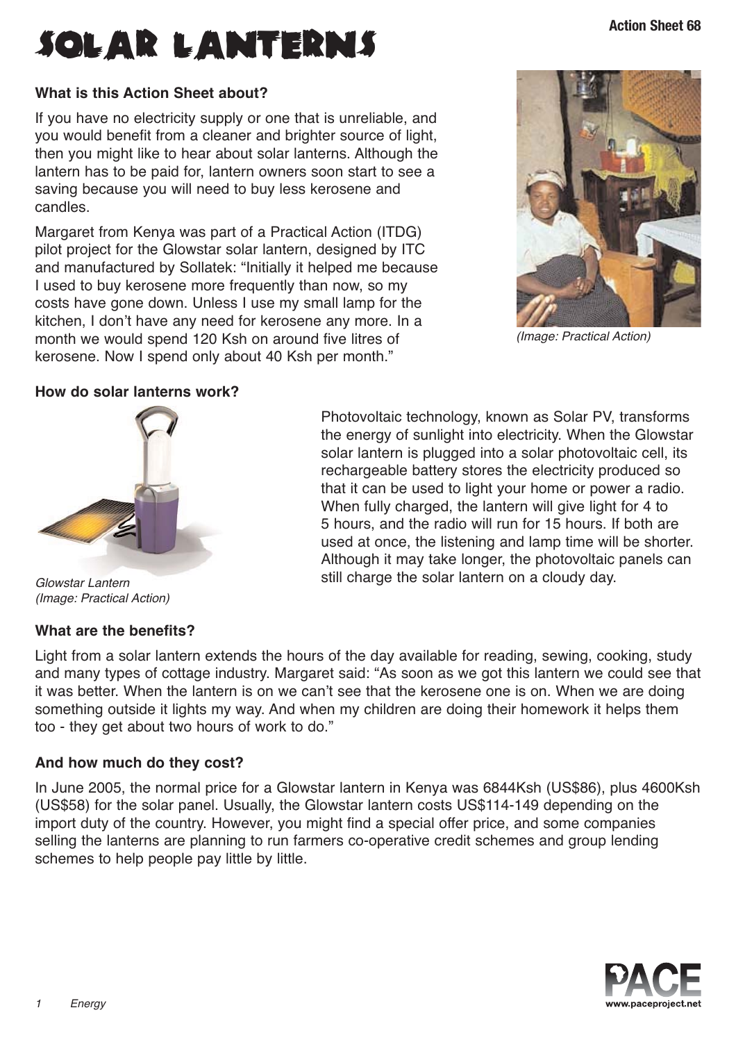# SOLAR LANTERNS

Action Sheet 68

### What is this Action Sheet about?

If you have no electricity supply or one that is unreliable, and you would benefit from a cleaner and brighter source of light, then you might like to hear about solar lanterns. Although the lantern has to be paid for, lantern owners soon start to see a saving because you will need to buy less kerosene and candles.

Margaret from Kenya was part of a Practical Action (ITDG) pilot project for the Glowstar solar lantern, designed by ITC and manufactured by Sollatek: "Initially it helped me because I used to buy kerosene more frequently than now, so my costs have gone down. Unless I use my small lamp for the kitchen, I don't have any need for kerosene any more. In a month we would spend 120 Ksh on around five litres of kerosene. Now I spend only about 40 Ksh per month."

*(Image: Practical Action)*

### How do solar lanterns work?

*Glowstar Lantern*
*(Image: Practical Action)*

Photovoltaic technology, known as Solar PV, transforms the energy of sunlight into electricity. When the Glowstar solar lantern is plugged into a solar photovoltaic cell, its rechargeable battery stores the electricity produced so that it can be used to light your home or power a radio. When fully charged, the lantern will give light for 4 to 5 hours, and the radio will run for 15 hours. If both are used at once, the listening and lamp time will be shorter. Although it may take longer, the photovoltaic panels can still charge the solar lantern on a cloudy day.

### What are the benefits?

Light from a solar lantern extends the hours of the day available for reading, sewing, cooking, study and many types of cottage industry. Margaret said: "As soon as we got this lantern we could see that it was better. When the lantern is on we can't see that the kerosene one is on. When we are doing something outside it lights my way. And when my children are doing their homework it helps them too - they get about two hours of work to do."

### And how much do they cost?

In June 2005, the normal price for a Glowstar lantern in Kenya was 6844Ksh (US$86), plus 4600Ksh (US$58) for the solar panel. Usually, the Glowstar lantern costs US$114-149 depending on the import duty of the country. However, you might find a special offer price, and some companies selling the lanterns are planning to run farmers co-operative credit schemes and group lending schemes to help people pay little by little.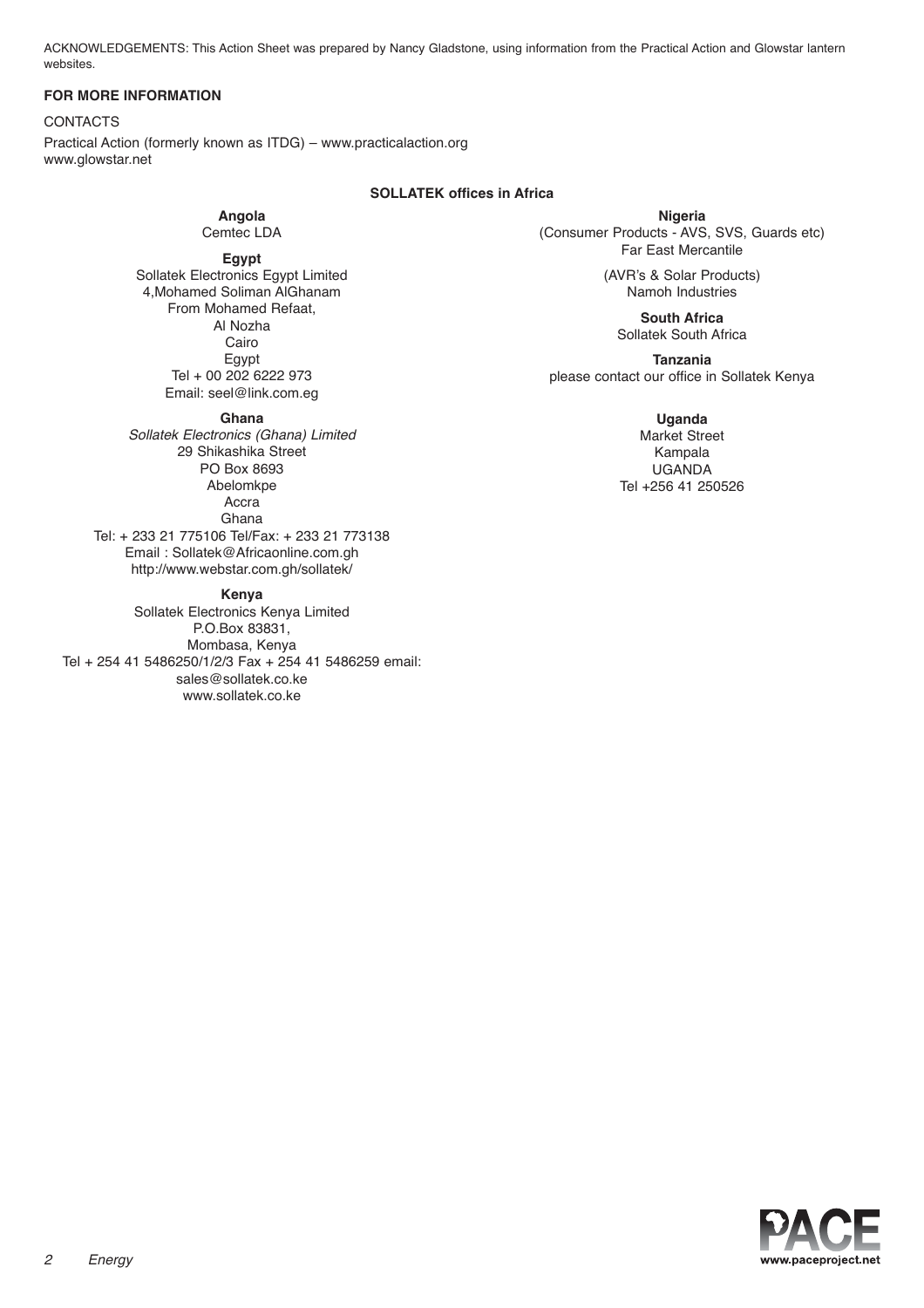ACKNOWLEDGEMENTS: This Action Sheet was prepared by Nancy Gladstone, using information from the Practical Action and Glowstar lantern websites.

**FOR MORE INFORMATION**

CONTACTS

Practical Action (formerly known as ITDG) – www.practicalaction.org
www.glowstar.net

**SOLLATEK offices in Africa**

**Angola**
Cemtec LDA

**Egypt**
Sollatek Electronics Egypt Limited
4,Mohamed Soliman AlGhanam
From Mohamed Refaat,
Al Nozha
Cairo
Egypt
Tel + 00 202 6222 973
Email: seel@link.com.eg

**Ghana**
*Sollatek Electronics (Ghana) Limited*
29 Shikashika Street
PO Box 8693
Abelomkpe
Accra
Ghana
Tel: + 233 21 775106 Tel/Fax: + 233 21 773138
Email : Sollatek@Africaonline.com.gh
http://www.webstar.com.gh/sollatek/

**Kenya**
Sollatek Electronics Kenya Limited
P.O.Box 83831,
Mombasa, Kenya
Tel + 254 41 5486250/1/2/3 Fax + 254 41 5486259 email:
sales@sollatek.co.ke
www.sollatek.co.ke

**Nigeria**
(Consumer Products - AVS, SVS, Guards etc)
Far East Mercantile

(AVR's & Solar Products)
Namoh Industries

**South Africa**
Sollatek South Africa

**Tanzania**
please contact our office in Sollatek Kenya

**Uganda**
Market Street
Kampala
UGANDA
Tel +256 41 250526